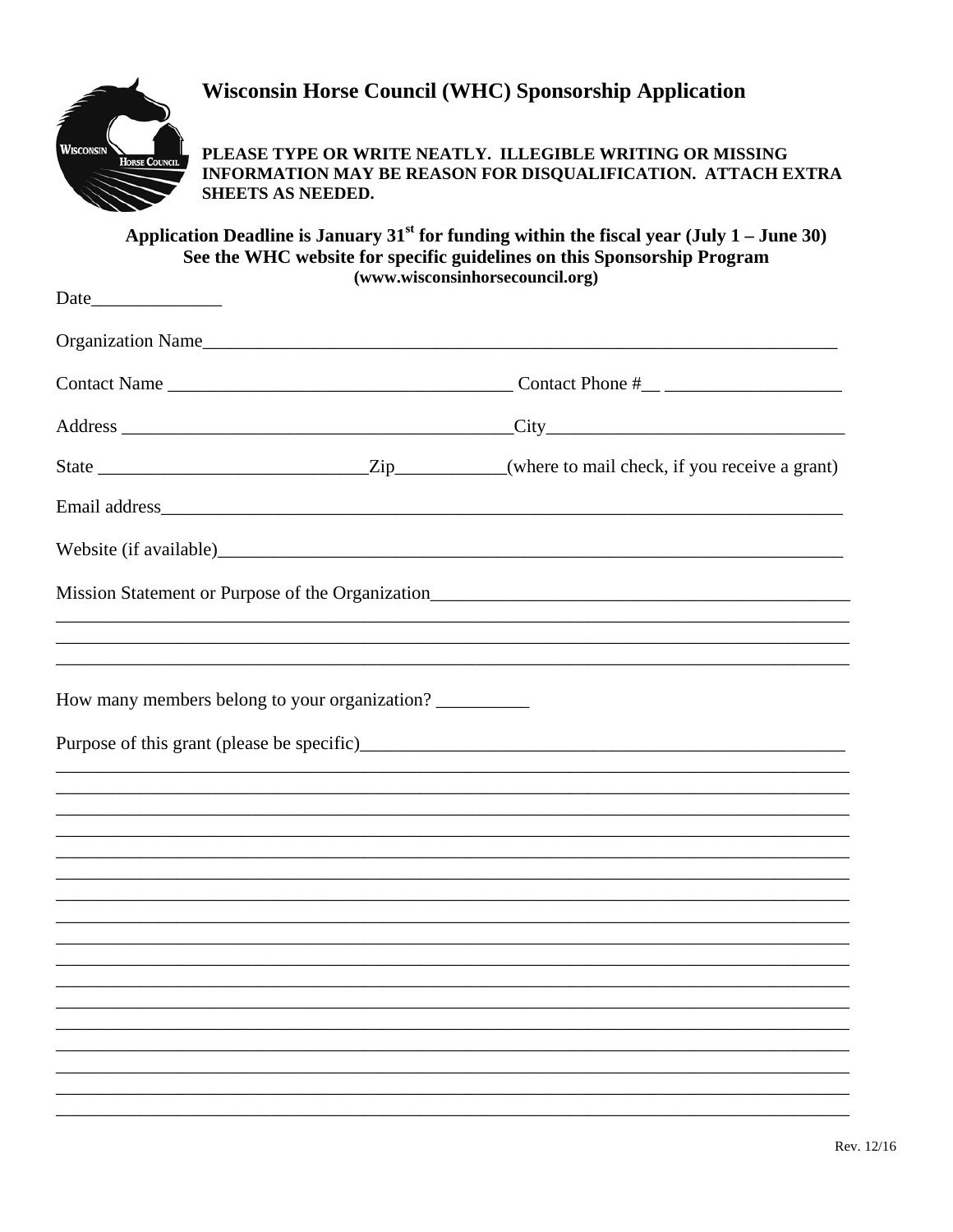# Wisconsin Horse Council (WHC) Sponsorship Application

**PLEASE TYPE OR WRITE NEATLY. ILLEGIBLE WRITING OR MISSING INFORMATION MAY BE REASON FOR DISQUALIFICATION. ATTACH EXTRA SHEETS AS NEEDED.**

**Application Deadline is January 31st for funding within the fiscal year (July 1 – June 30)**
**See the WHC website for specific guidelines on this Sponsorship Program**
**(www.wisconsinhorsecouncil.org)**

Date______________

Organization Name_____________________________________________________________________

Contact Name _____________________________________ Contact Phone #__ ___________________

Address __________________________________________City________________________________

State ____________________________Zip___________(where to mail check, if you receive a grant)

Email address__________________________________________________________________________

Website (if available)____________________________________________________________________

Mission Statement or Purpose of the Organization_____________________________________________
_______________________________________________________________________________________
_______________________________________________________________________________________
_______________________________________________________________________________________

How many members belong to your organization? __________

Purpose of this grant (please be specific)_____________________________________________________
_______________________________________________________________________________________
_______________________________________________________________________________________
_______________________________________________________________________________________
_______________________________________________________________________________________
_______________________________________________________________________________________
_______________________________________________________________________________________
_______________________________________________________________________________________
_______________________________________________________________________________________
_______________________________________________________________________________________
_______________________________________________________________________________________
_______________________________________________________________________________________
_______________________________________________________________________________________
_______________________________________________________________________________________
_______________________________________________________________________________________
_______________________________________________________________________________________
_______________________________________________________________________________________

Rev. 12/16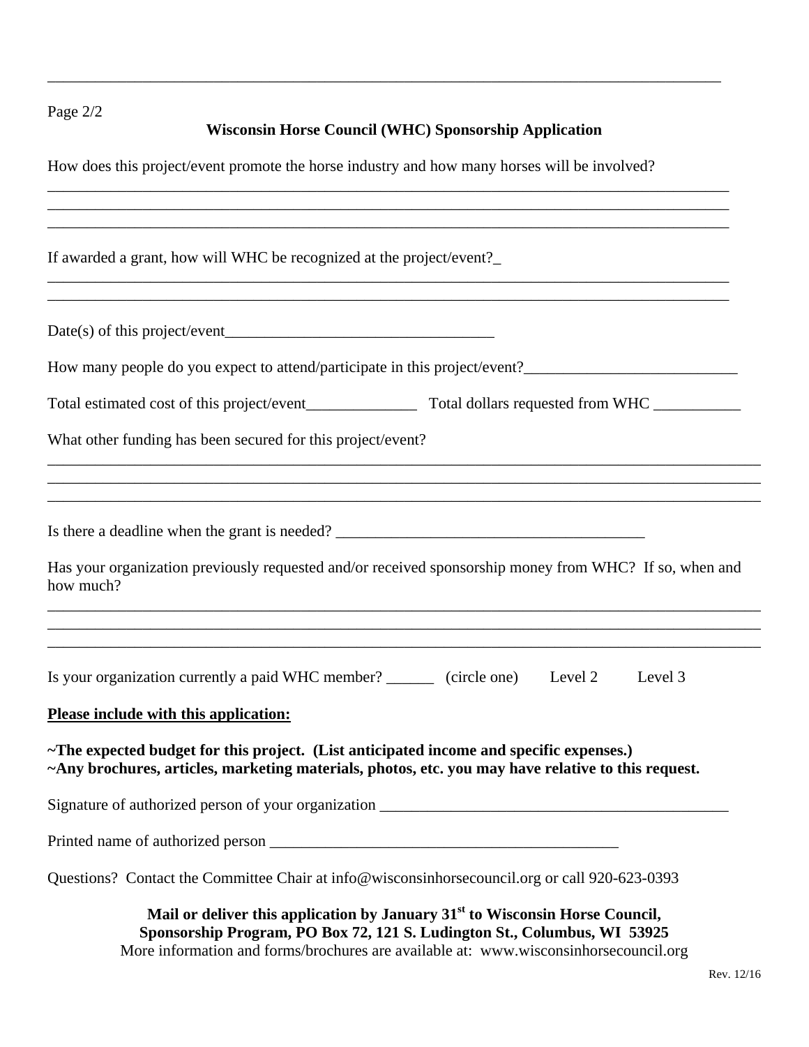## Wisconsin Horse Council (WHC) Sponsorship Application

How does this project/event promote the horse industry and how many horses will be involved?

___________________________________________________________________________________

___________________________________________________________________________________

___________________________________________________________________________________

If awarded a grant, how will WHC be recognized at the project/event?_

___________________________________________________________________________________

___________________________________________________________________________________

Date(s) of this project/event___________________________________

How many people do you expect to attend/participate in this project/event?___________________________

Total estimated cost of this project/event______________ Total dollars requested from WHC ___________

What other funding has been secured for this project/event?

___________________________________________________________________________________

___________________________________________________________________________________

___________________________________________________________________________________

Is there a deadline when the grant is needed? ________________________________________

Has your organization previously requested and/or received sponsorship money from WHC? If so, when and how much?

___________________________________________________________________________________

___________________________________________________________________________________

___________________________________________________________________________________

Is your organization currently a paid WHC member? ______ (circle one) Level 2 Level 3

**<u>Please include with this application:</u>**

**~The expected budget for this project. (List anticipated income and specific expenses.)**
**~Any brochures, articles, marketing materials, photos, etc. you may have relative to this request.**

Signature of authorized person of your organization ______________________________________________

Printed name of authorized person ____________________________________________

Questions? Contact the Committee Chair at info@wisconsinhorsecouncil.org or call 920-623-0393

**Mail or deliver this application by January 31st to Wisconsin Horse Council, Sponsorship Program, PO Box 72, 121 S. Ludington St., Columbus, WI 53925**

More information and forms/brochures are available at: www.wisconsinhorsecouncil.org

Rev. 12/16